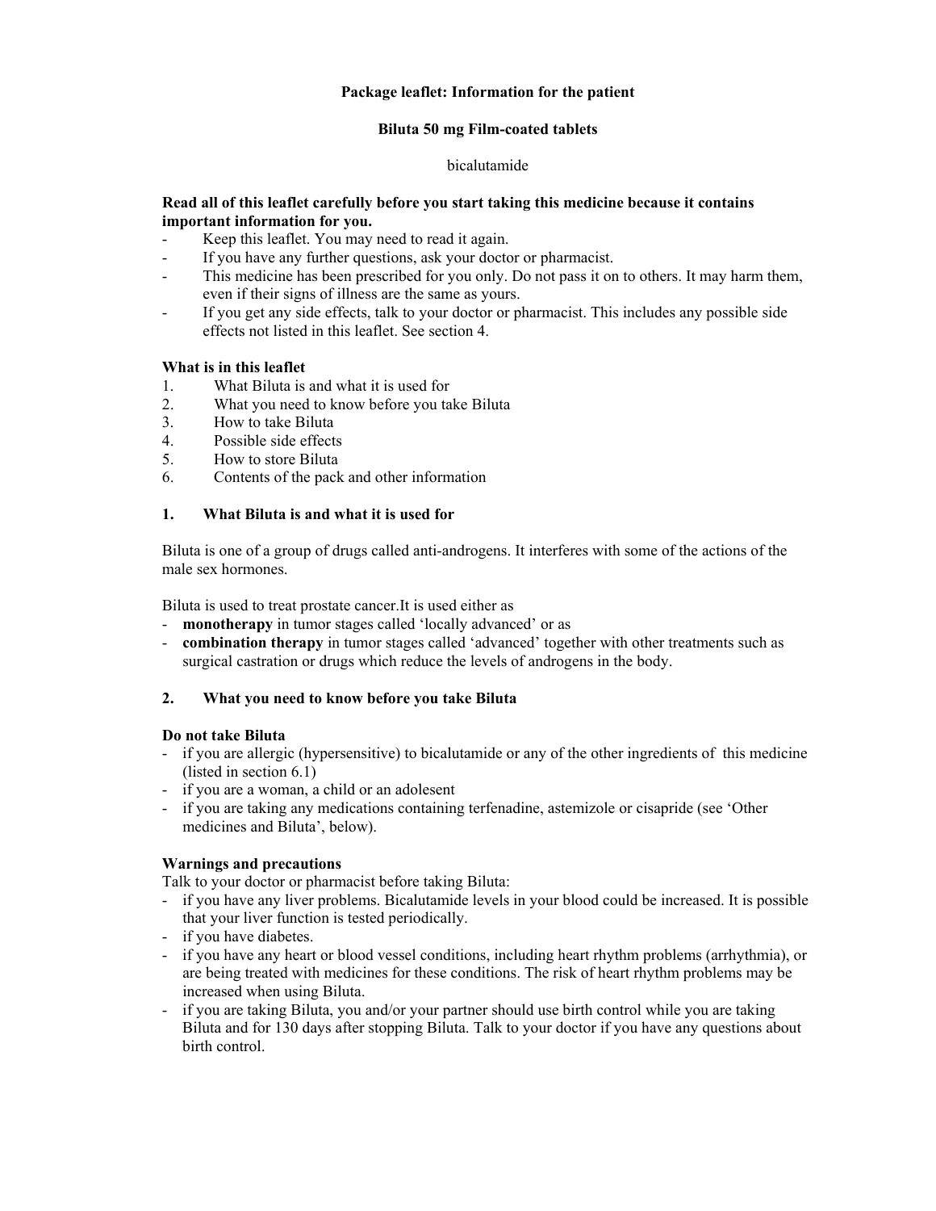**Package leaflet: Information for the patient**

**Biluta 50 mg Film-coated tablets**

bicalutamide

**Read all of this leaflet carefully before you start taking this medicine because it contains important information for you.**

- Keep this leaflet. You may need to read it again.
- If you have any further questions, ask your doctor or pharmacist.
- This medicine has been prescribed for you only. Do not pass it on to others. It may harm them, even if their signs of illness are the same as yours.
- If you get any side effects, talk to your doctor or pharmacist. This includes any possible side effects not listed in this leaflet. See section 4.

**What is in this leaflet**

1. What Biluta is and what it is used for
2. What you need to know before you take Biluta
3. How to take Biluta
4. Possible side effects
5. How to store Biluta
6. Contents of the pack and other information

## 1. What Biluta is and what it is used for

Biluta is one of a group of drugs called anti-androgens. It interferes with some of the actions of the male sex hormones.

Biluta is used to treat prostate cancer.It is used either as

- **monotherapy** in tumor stages called 'locally advanced' or as
- **combination therapy** in tumor stages called 'advanced' together with other treatments such as surgical castration or drugs which reduce the levels of androgens in the body.

## 2. What you need to know before you take Biluta

**Do not take Biluta**

- if you are allergic (hypersensitive) to bicalutamide or any of the other ingredients of this medicine (listed in section 6.1)
- if you are a woman, a child or an adolesent
- if you are taking any medications containing terfenadine, astemizole or cisapride (see 'Other medicines and Biluta', below).

**Warnings and precautions**

Talk to your doctor or pharmacist before taking Biluta:

- if you have any liver problems. Bicalutamide levels in your blood could be increased. It is possible that your liver function is tested periodically.
- if you have diabetes.
- if you have any heart or blood vessel conditions, including heart rhythm problems (arrhythmia), or are being treated with medicines for these conditions. The risk of heart rhythm problems may be increased when using Biluta.
- if you are taking Biluta, you and/or your partner should use birth control while you are taking Biluta and for 130 days after stopping Biluta. Talk to your doctor if you have any questions about birth control.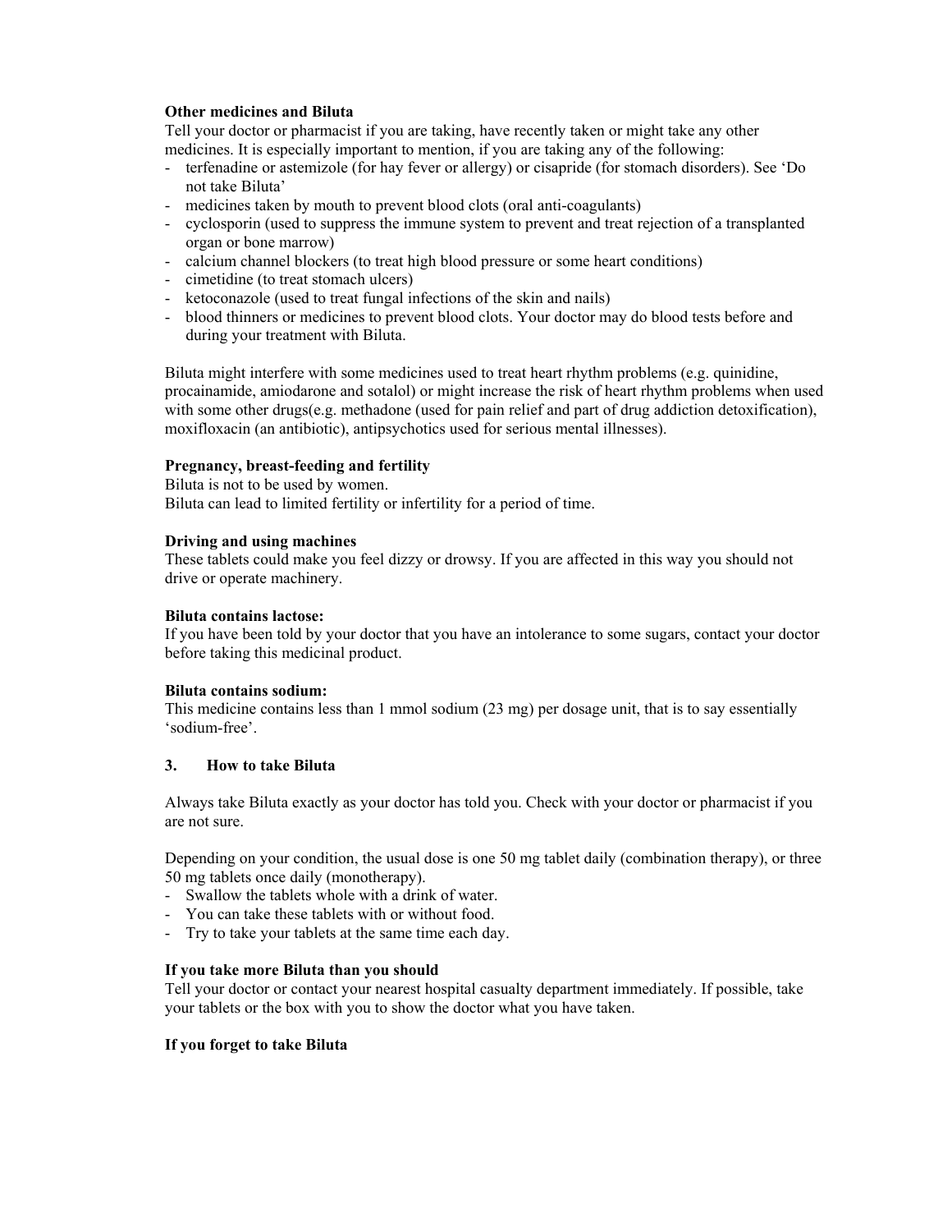**Other medicines and Biluta**

Tell your doctor or pharmacist if you are taking, have recently taken or might take any other medicines. It is especially important to mention, if you are taking any of the following:

- terfenadine or astemizole (for hay fever or allergy) or cisapride (for stomach disorders). See 'Do not take Biluta'
- medicines taken by mouth to prevent blood clots (oral anti-coagulants)
- cyclosporin (used to suppress the immune system to prevent and treat rejection of a transplanted organ or bone marrow)
- calcium channel blockers (to treat high blood pressure or some heart conditions)
- cimetidine (to treat stomach ulcers)
- ketoconazole (used to treat fungal infections of the skin and nails)
- blood thinners or medicines to prevent blood clots. Your doctor may do blood tests before and during your treatment with Biluta.

Biluta might interfere with some medicines used to treat heart rhythm problems (e.g. quinidine, procainamide, amiodarone and sotalol) or might increase the risk of heart rhythm problems when used with some other drugs(e.g. methadone (used for pain relief and part of drug addiction detoxification), moxifloxacin (an antibiotic), antipsychotics used for serious mental illnesses).

**Pregnancy, breast-feeding and fertility**

Biluta is not to be used by women.
Biluta can lead to limited fertility or infertility for a period of time.

**Driving and using machines**

These tablets could make you feel dizzy or drowsy. If you are affected in this way you should not drive or operate machinery.

**Biluta contains lactose:**

If you have been told by your doctor that you have an intolerance to some sugars, contact your doctor before taking this medicinal product.

**Biluta contains sodium:**

This medicine contains less than 1 mmol sodium (23 mg) per dosage unit, that is to say essentially 'sodium-free'.

## 3. How to take Biluta

Always take Biluta exactly as your doctor has told you. Check with your doctor or pharmacist if you are not sure.

Depending on your condition, the usual dose is one 50 mg tablet daily (combination therapy), or three 50 mg tablets once daily (monotherapy).

- Swallow the tablets whole with a drink of water.
- You can take these tablets with or without food.
- Try to take your tablets at the same time each day.

**If you take more Biluta than you should**

Tell your doctor or contact your nearest hospital casualty department immediately. If possible, take your tablets or the box with you to show the doctor what you have taken.

**If you forget to take Biluta**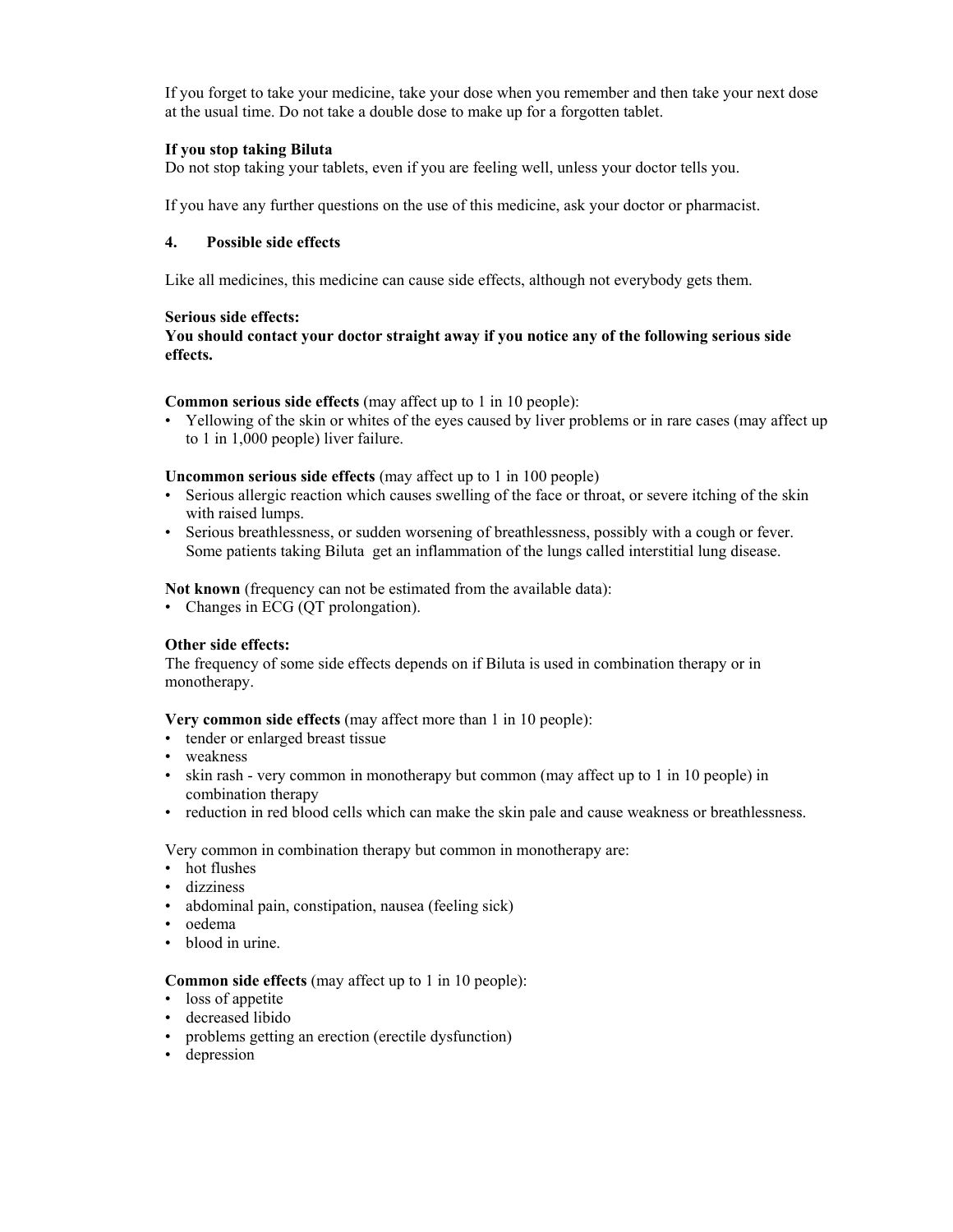If you forget to take your medicine, take your dose when you remember and then take your next dose at the usual time. Do not take a double dose to make up for a forgotten tablet.

**If you stop taking Biluta**

Do not stop taking your tablets, even if you are feeling well, unless your doctor tells you.

If you have any further questions on the use of this medicine, ask your doctor or pharmacist.

## 4. Possible side effects

Like all medicines, this medicine can cause side effects, although not everybody gets them.

**Serious side effects:**
**You should contact your doctor straight away if you notice any of the following serious side effects.**

**Common serious side effects** (may affect up to 1 in 10 people):

- Yellowing of the skin or whites of the eyes caused by liver problems or in rare cases (may affect up to 1 in 1,000 people) liver failure.

**Uncommon serious side effects** (may affect up to 1 in 100 people)

- Serious allergic reaction which causes swelling of the face or throat, or severe itching of the skin with raised lumps.
- Serious breathlessness, or sudden worsening of breathlessness, possibly with a cough or fever. Some patients taking Biluta get an inflammation of the lungs called interstitial lung disease.

**Not known** (frequency can not be estimated from the available data):

- Changes in ECG (QT prolongation).

**Other side effects:**

The frequency of some side effects depends on if Biluta is used in combination therapy or in monotherapy.

**Very common side effects** (may affect more than 1 in 10 people):

- tender or enlarged breast tissue
- weakness
- skin rash - very common in monotherapy but common (may affect up to 1 in 10 people) in combination therapy
- reduction in red blood cells which can make the skin pale and cause weakness or breathlessness.

Very common in combination therapy but common in monotherapy are:

- hot flushes
- dizziness
- abdominal pain, constipation, nausea (feeling sick)
- oedema
- blood in urine.

**Common side effects** (may affect up to 1 in 10 people):

- loss of appetite
- decreased libido
- problems getting an erection (erectile dysfunction)
- depression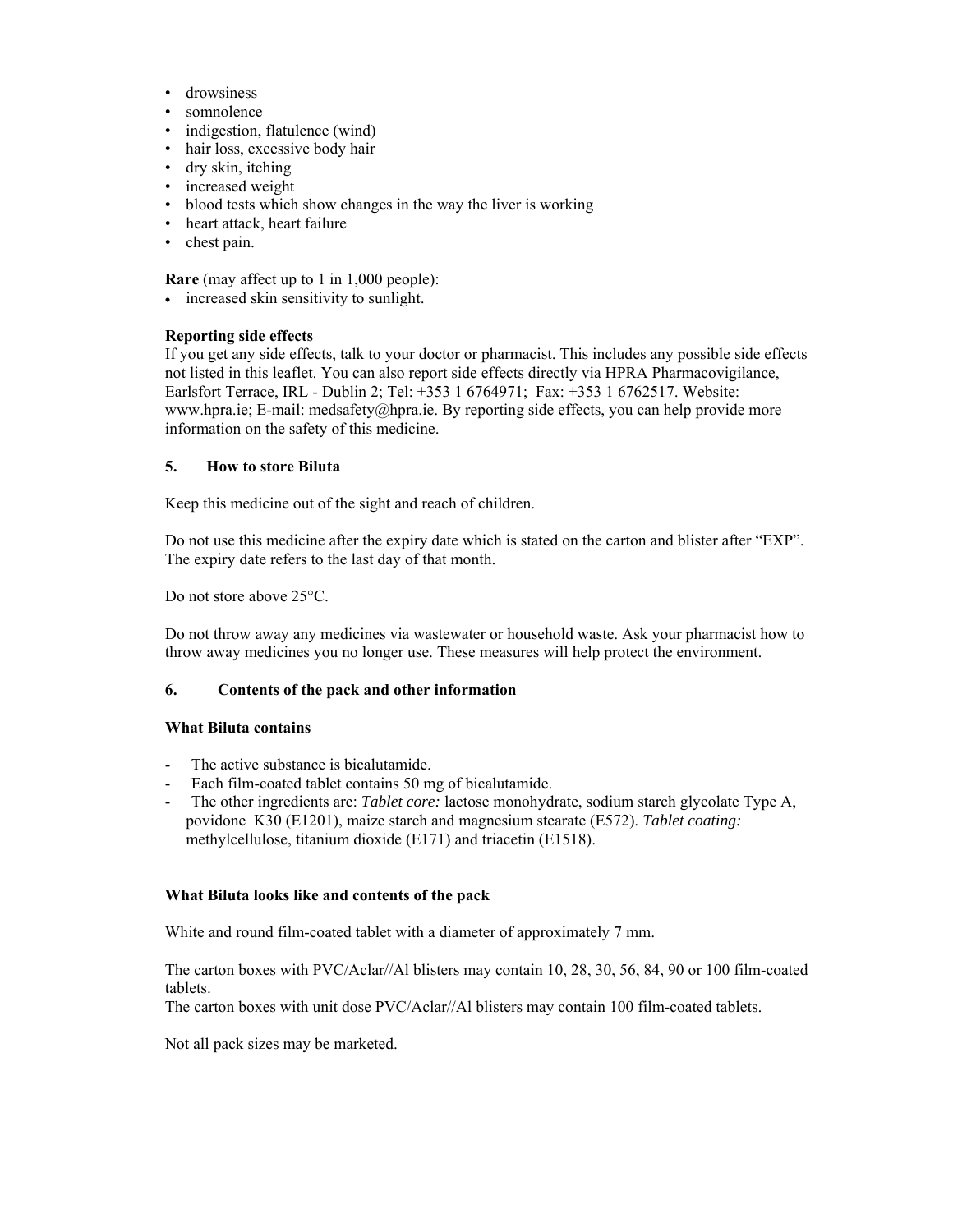- drowsiness
- somnolence
- indigestion, flatulence (wind)
- hair loss, excessive body hair
- dry skin, itching
- increased weight
- blood tests which show changes in the way the liver is working
- heart attack, heart failure
- chest pain.

**Rare** (may affect up to 1 in 1,000 people):

- increased skin sensitivity to sunlight.

**Reporting side effects**

If you get any side effects, talk to your doctor or pharmacist. This includes any possible side effects not listed in this leaflet. You can also report side effects directly via HPRA Pharmacovigilance, Earlsfort Terrace, IRL - Dublin 2; Tel: +353 1 6764971; Fax: +353 1 6762517. Website: www.hpra.ie; E-mail: medsafety@hpra.ie. By reporting side effects, you can help provide more information on the safety of this medicine.

## 5. How to store Biluta

Keep this medicine out of the sight and reach of children.

Do not use this medicine after the expiry date which is stated on the carton and blister after "EXP". The expiry date refers to the last day of that month.

Do not store above 25°C.

Do not throw away any medicines via wastewater or household waste. Ask your pharmacist how to throw away medicines you no longer use. These measures will help protect the environment.

## 6. Contents of the pack and other information

**What Biluta contains**

- The active substance is bicalutamide.
- Each film-coated tablet contains 50 mg of bicalutamide.
- The other ingredients are: *Tablet core:* lactose monohydrate, sodium starch glycolate Type A, povidone K30 (E1201), maize starch and magnesium stearate (E572). *Tablet coating:* methylcellulose, titanium dioxide (E171) and triacetin (E1518).

**What Biluta looks like and contents of the pack**

White and round film-coated tablet with a diameter of approximately 7 mm.

The carton boxes with PVC/Aclar//Al blisters may contain 10, 28, 30, 56, 84, 90 or 100 film-coated tablets.
The carton boxes with unit dose PVC/Aclar//Al blisters may contain 100 film-coated tablets.

Not all pack sizes may be marketed.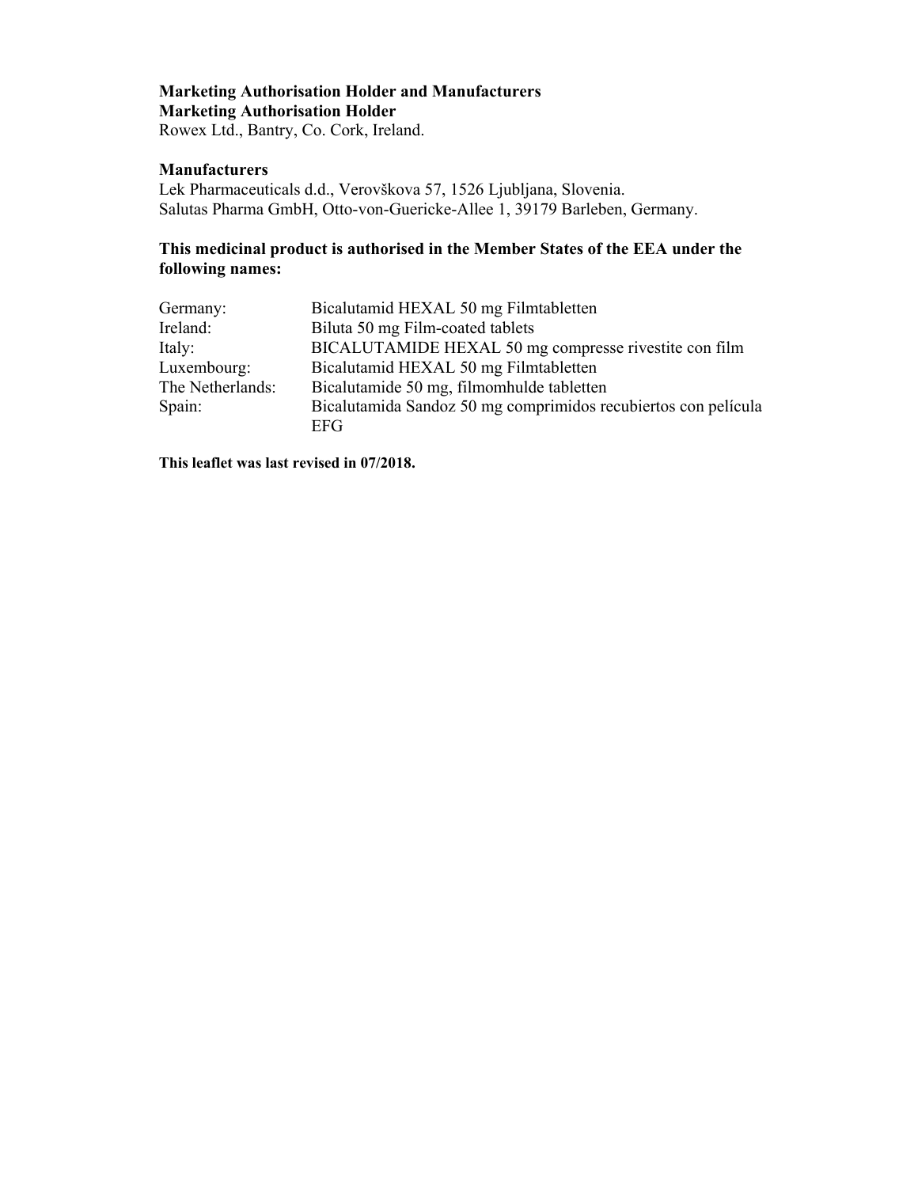**Marketing Authorisation Holder and Manufacturers**

**Marketing Authorisation Holder**

Rowex Ltd., Bantry, Co. Cork, Ireland.

**Manufacturers**

Lek Pharmaceuticals d.d., Verovškova 57, 1526 Ljubljana, Slovenia.
Salutas Pharma GmbH, Otto-von-Guericke-Allee 1, 39179 Barleben, Germany.

**This medicinal product is authorised in the Member States of the EEA under the following names:**

| | |
|---|---|
| Germany: | Bicalutamid HEXAL 50 mg Filmtabletten |
| Ireland: | Biluta 50 mg Film-coated tablets |
| Italy: | BICALUTAMIDE HEXAL 50 mg compresse rivestite con film |
| Luxembourg: | Bicalutamid HEXAL 50 mg Filmtabletten |
| The Netherlands: | Bicalutamide 50 mg, filmomhulde tabletten |
| Spain: | Bicalutamida Sandoz 50 mg comprimidos recubiertos con película EFG |

**This leaflet was last revised in 07/2018.**